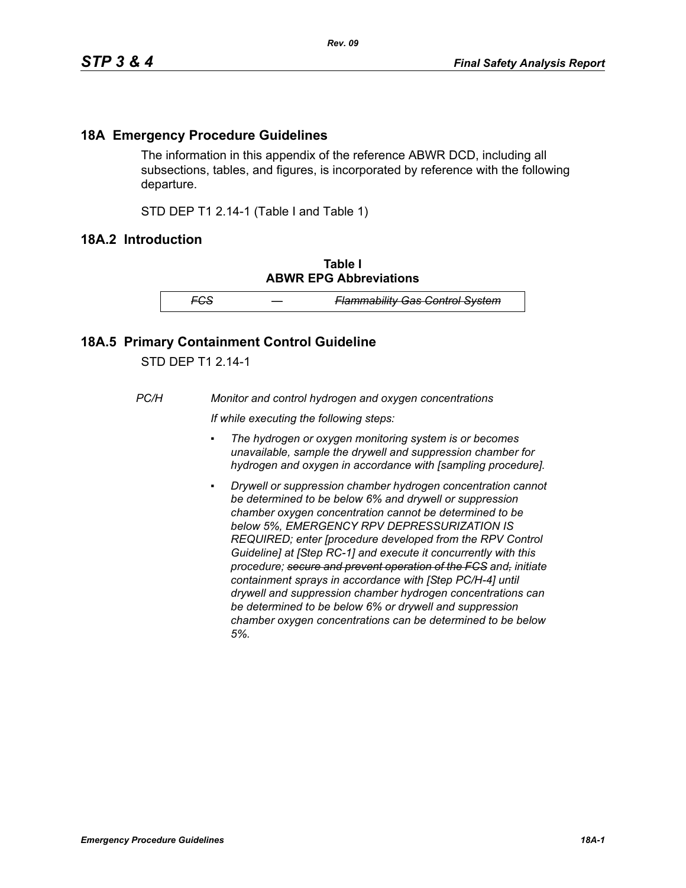## 18A Emergency Procedure Guidelines

The information in this appendix of the reference ABWR DCD, including all subsections, tables, and figures, is incorporated by reference with the following departure.

STD DEP T1 2.14-1 (Table I and Table 1)

## 18A.2 Introduction

**Table I**
**ABWR EPG Abbreviations**

| | | |
|---|---|---|
| ~~*FCS*~~ | *—* | ~~*Flammability Gas Control System*~~ |

## 18A.5 Primary Containment Control Guideline

STD DEP T1 2.14-1

*PC/H* *Monitor and control hydrogen and oxygen concentrations*

*If while executing the following steps:*

- *The hydrogen or oxygen monitoring system is or becomes unavailable, sample the drywell and suppression chamber for hydrogen and oxygen in accordance with [sampling procedure].*
- *Drywell or suppression chamber hydrogen concentration cannot be determined to be below 6% and drywell or suppression chamber oxygen concentration cannot be determined to be below 5%, EMERGENCY RPV DEPRESSURIZATION IS REQUIRED; enter [procedure developed from the RPV Control Guideline] at [Step RC-1] and execute it concurrently with this procedure;* ~~*secure and prevent operation of the FCS*~~ *and*~~*,*~~ *initiate containment sprays in accordance with [Step PC/H-4] until drywell and suppression chamber hydrogen concentrations can be determined to be below 6% or drywell and suppression chamber oxygen concentrations can be determined to be below 5%.*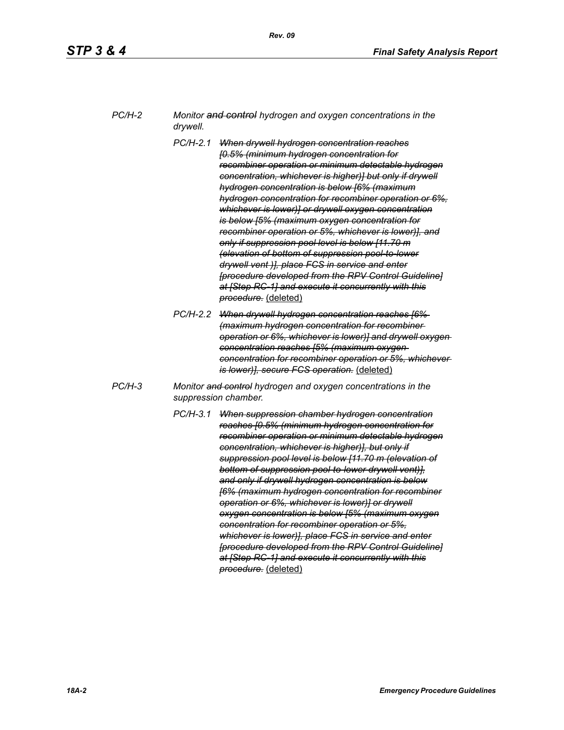*PC/H-2 Monitor ~~and control~~ hydrogen and oxygen concentrations in the drywell.*

*PC/H-2.1 ~~When drywell hydrogen concentration reaches [0.5% (minimum hydrogen concentration for recombiner operation or minimum detectable hydrogen concentration, whichever is higher)] but only if drywell hydrogen concentration is below [6% (maximum hydrogen concentration for recombiner operation or 6%, whichever is lower)] or drywell oxygen concentration is below [5% (maximum oxygen concentration for recombiner operation or 5%, whichever is lower)], and only if suppression pool level is below [11.70 m (elevation of bottom of suppression pool-to-lower drywell vent )], place FCS in service and enter [procedure developed from the RPV Control Guideline] at [Step RC-1] and execute it concurrently with this procedure.~~* (deleted)

*PC/H-2.2 ~~When drywell hydrogen concentration reaches [6% (maximum hydrogen concentration for recombiner operation or 6%, whichever is lower)] and drywell oxygen concentration reaches [5% (maximum oxygen concentration for recombiner operation or 5%, whichever is lower)], secure FCS operation.~~* (deleted)

*PC/H-3 Monitor ~~and control~~ hydrogen and oxygen concentrations in the suppression chamber.*

*PC/H-3.1 ~~When suppression chamber hydrogen concentration reaches [0.5% (minimum hydrogen concentration for recombiner operation or minimum detectable hydrogen concentration, whichever is higher)], but only if suppression pool level is below [11.70 m (elevation of bottom of suppression pool-to-lower drywell vent)], and only if drywell hydrogen concentration is below [6% (maximum hydrogen concentration for recombiner operation or 6%, whichever is lower)] or drywell oxygen concentration is below [5% (maximum oxygen concentration for recombiner operation or 5%, whichever is lower)], place FCS in service and enter [procedure developed from the RPV Control Guideline] at [Step RC-1] and execute it concurrently with this procedure.~~* (deleted)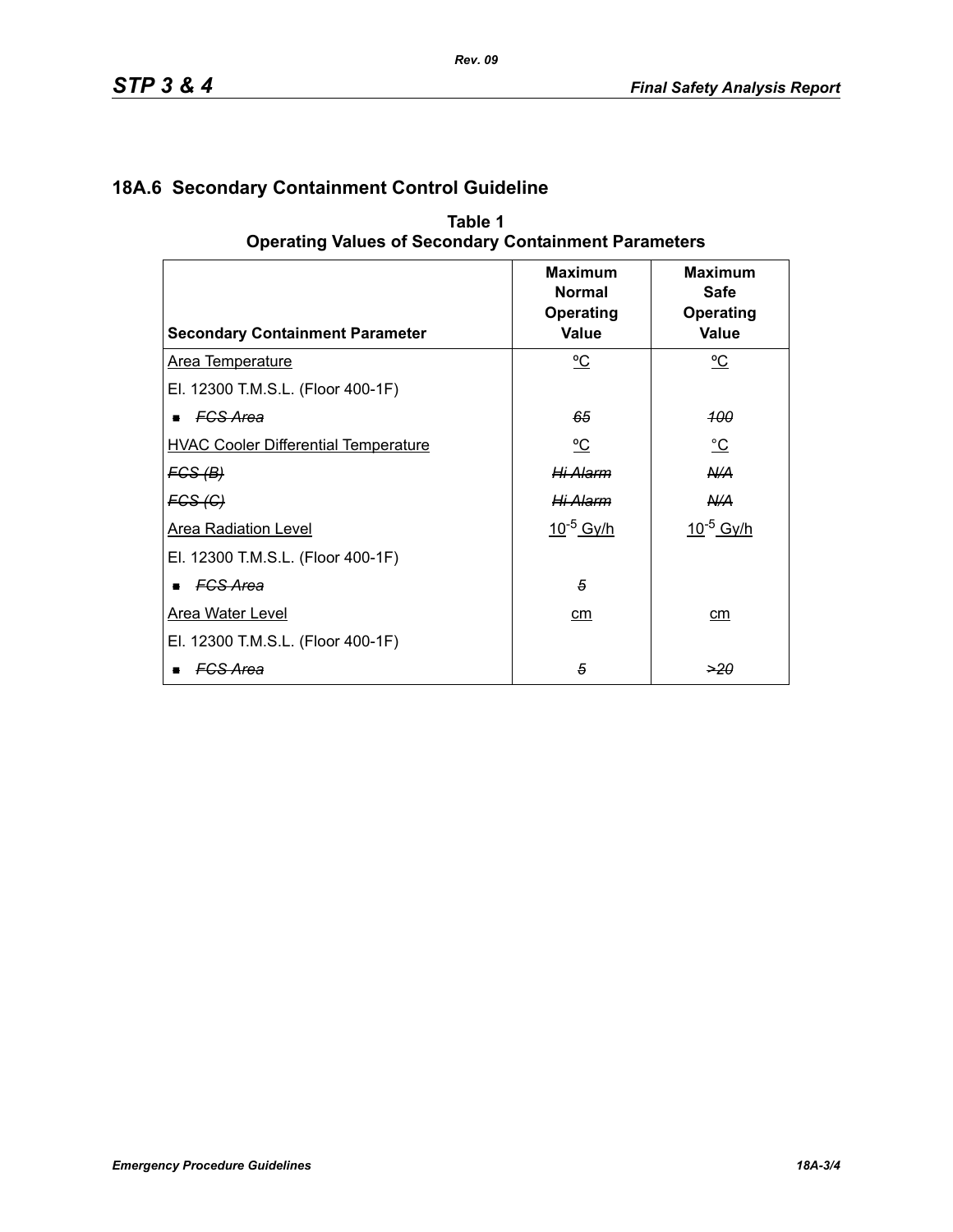## 18A.6 Secondary Containment Control Guideline

**Table 1**
**Operating Values of Secondary Containment Parameters**

| Secondary Containment Parameter | Maximum Normal Operating Value | Maximum Safe Operating Value |
|---|---|---|
| Area Temperature | ºC | ºC |
| El. 12300 T.M.S.L. (Floor 400-1F) | | |
| ▪ ~~*FCS Area*~~ | ~~*65*~~ | ~~*100*~~ |
| HVAC Cooler Differential Temperature | ºC | °C |
| ~~*FCS (B)*~~ | ~~*Hi Alarm*~~ | ~~*N/A*~~ |
| ~~*FCS (C)*~~ | ~~*Hi Alarm*~~ | ~~*N/A*~~ |
| Area Radiation Level | $10^{-5}$ Gy/h | $10^{-5}$ Gy/h |
| El. 12300 T.M.S.L. (Floor 400-1F) | | |
| ▪ ~~*FCS Area*~~ | ~~*5*~~ | |
| Area Water Level | cm | cm |
| El. 12300 T.M.S.L. (Floor 400-1F) | | |
| ▪ ~~*FCS Area*~~ | ~~*5*~~ | ~~*>20*~~ |